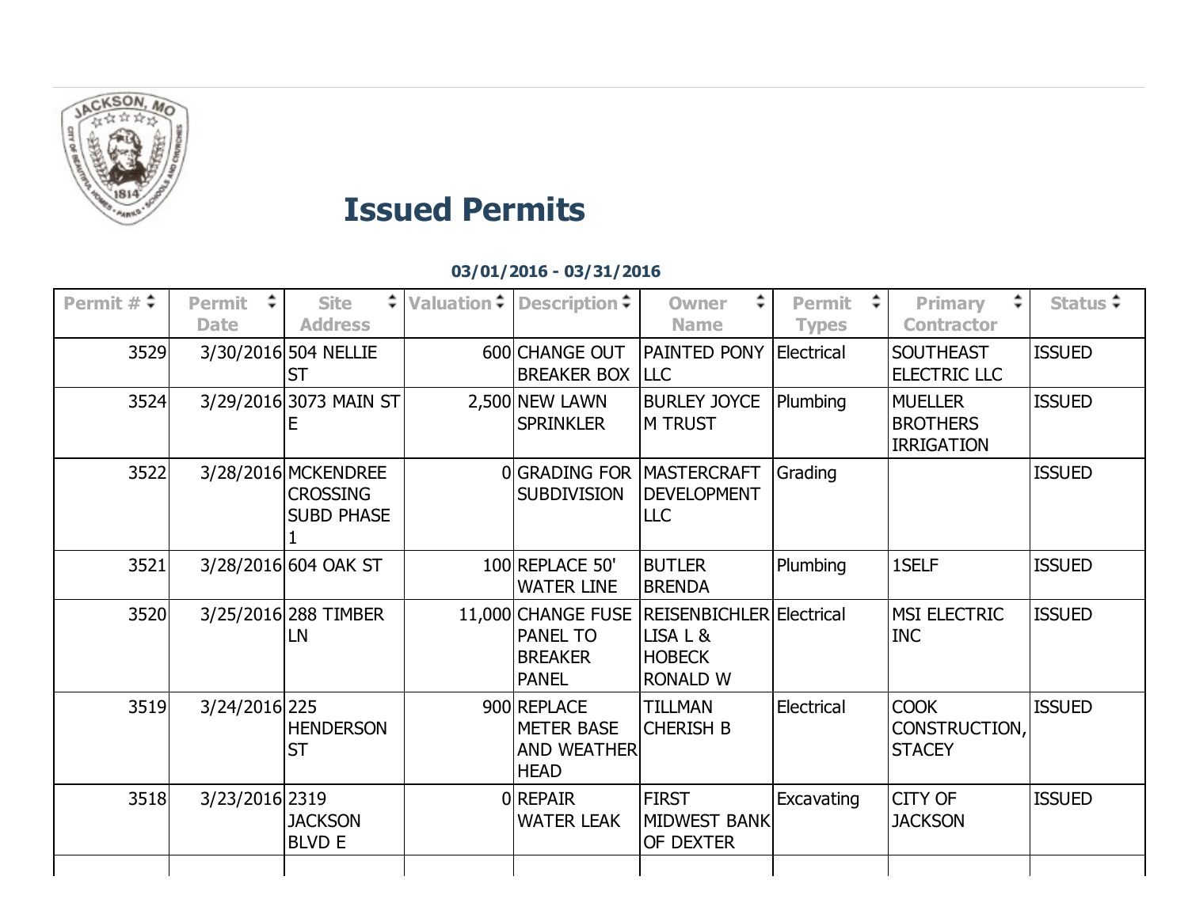# Issued Permits

**03/01/2016 - 03/31/2016**

| Permit # | Permit Date | Site Address | Valuation | Description | Owner Name | Permit Types | Primary Contractor | Status |
|---|---|---|---|---|---|---|---|---|
| 3529 | 3/30/2016 | 504 NELLIE ST | 600 | CHANGE OUT BREAKER BOX | PAINTED PONY LLC | Electrical | SOUTHEAST ELECTRIC LLC | ISSUED |
| 3524 | 3/29/2016 | 3073 MAIN ST E | 2,500 | NEW LAWN SPRINKLER | BURLEY JOYCE M TRUST | Plumbing | MUELLER BROTHERS IRRIGATION | ISSUED |
| 3522 | 3/28/2016 | MCKENDREE CROSSING SUBD PHASE 1 | 0 | GRADING FOR SUBDIVISION | MASTERCRAFT DEVELOPMENT LLC | Grading | | ISSUED |
| 3521 | 3/28/2016 | 604 OAK ST | 100 | REPLACE 50' WATER LINE | BUTLER BRENDA | Plumbing | 1SELF | ISSUED |
| 3520 | 3/25/2016 | 288 TIMBER LN | 11,000 | CHANGE FUSE PANEL TO BREAKER PANEL | REISENBICHLER LISA L & HOBECK RONALD W | Electrical | MSI ELECTRIC INC | ISSUED |
| 3519 | 3/24/2016 | 225 HENDERSON ST | 900 | REPLACE METER BASE AND WEATHER HEAD | TILLMAN CHERISH B | Electrical | COOK CONSTRUCTION, STACEY | ISSUED |
| 3518 | 3/23/2016 | 2319 JACKSON BLVD E | 0 | REPAIR WATER LEAK | FIRST MIDWEST BANK OF DEXTER | Excavating | CITY OF JACKSON | ISSUED |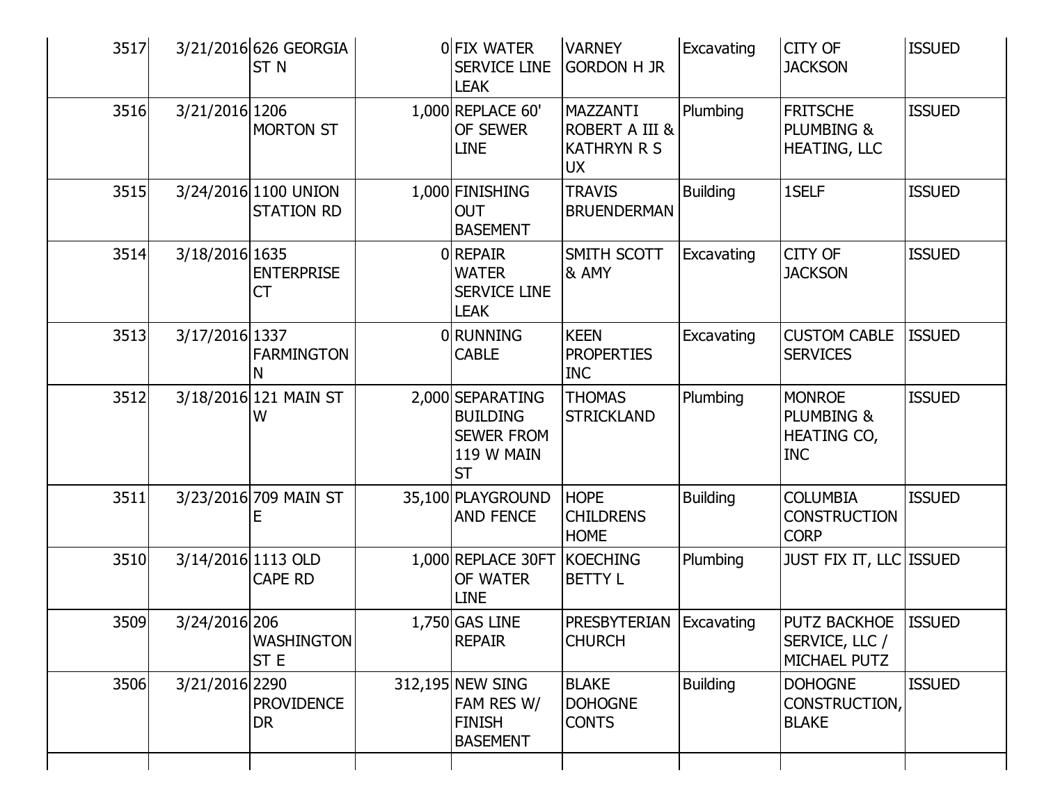| | | | | | | | | |
|---|---|---|---|---|---|---|---|---|
| 3517 | 3/21/2016 | 626 GEORGIA ST N | 0 | FIX WATER SERVICE LINE LEAK | VARNEY GORDON H JR | Excavating | CITY OF JACKSON | ISSUED |
| 3516 | 3/21/2016 | 1206 MORTON ST | 1,000 | REPLACE 60' OF SEWER LINE | MAZZANTI ROBERT A III & KATHRYN R S UX | Plumbing | FRITSCHE PLUMBING & HEATING, LLC | ISSUED |
| 3515 | 3/24/2016 | 1100 UNION STATION RD | 1,000 | FINISHING OUT BASEMENT | TRAVIS BRUENDERMAN | Building | 1SELF | ISSUED |
| 3514 | 3/18/2016 | 1635 ENTERPRISE CT | 0 | REPAIR WATER SERVICE LINE LEAK | SMITH SCOTT & AMY | Excavating | CITY OF JACKSON | ISSUED |
| 3513 | 3/17/2016 | 1337 FARMINGTON N | 0 | RUNNING CABLE | KEEN PROPERTIES INC | Excavating | CUSTOM CABLE SERVICES | ISSUED |
| 3512 | 3/18/2016 | 121 MAIN ST W | 2,000 | SEPARATING BUILDING SEWER FROM 119 W MAIN ST | THOMAS STRICKLAND | Plumbing | MONROE PLUMBING & HEATING CO, INC | ISSUED |
| 3511 | 3/23/2016 | 709 MAIN ST E | 35,100 | PLAYGROUND AND FENCE | HOPE CHILDRENS HOME | Building | COLUMBIA CONSTRUCTION CORP | ISSUED |
| 3510 | 3/14/2016 | 1113 OLD CAPE RD | 1,000 | REPLACE 30FT OF WATER LINE | KOECHING BETTY L | Plumbing | JUST FIX IT, LLC | ISSUED |
| 3509 | 3/24/2016 | 206 WASHINGTON ST E | 1,750 | GAS LINE REPAIR | PRESBYTERIAN CHURCH | Excavating | PUTZ BACKHOE SERVICE, LLC / MICHAEL PUTZ | ISSUED |
| 3506 | 3/21/2016 | 2290 PROVIDENCE DR | 312,195 | NEW SING FAM RES W/ FINISH BASEMENT | BLAKE DOHOGNE CONTS | Building | DOHOGNE CONSTRUCTION, BLAKE | ISSUED |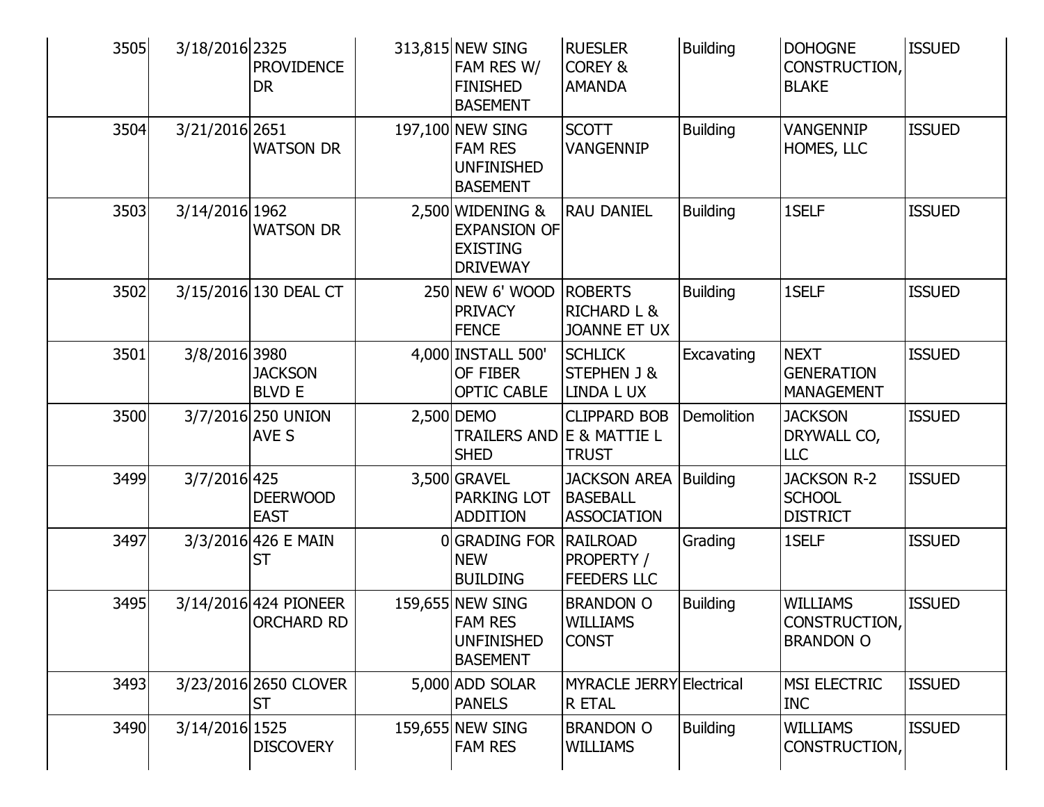| | | | | | | | | |
|---|---|---|---|---|---|---|---|---|
| 3505 | 3/18/2016 | 2325 PROVIDENCE DR | 313,815 | NEW SING FAM RES W/ FINISHED BASEMENT | RUESLER COREY & AMANDA | Building | DOHOGNE CONSTRUCTION, BLAKE | ISSUED |
| 3504 | 3/21/2016 | 2651 WATSON DR | 197,100 | NEW SING FAM RES UNFINISHED BASEMENT | SCOTT VANGENNIP | Building | VANGENNIP HOMES, LLC | ISSUED |
| 3503 | 3/14/2016 | 1962 WATSON DR | 2,500 | WIDENING & EXPANSION OF EXISTING DRIVEWAY | RAU DANIEL | Building | 1SELF | ISSUED |
| 3502 | 3/15/2016 | 130 DEAL CT | 250 | NEW 6' WOOD PRIVACY FENCE | ROBERTS RICHARD L & JOANNE ET UX | Building | 1SELF | ISSUED |
| 3501 | 3/8/2016 | 3980 JACKSON BLVD E | 4,000 | INSTALL 500' OF FIBER OPTIC CABLE | SCHLICK STEPHEN J & LINDA L UX | Excavating | NEXT GENERATION MANAGEMENT | ISSUED |
| 3500 | 3/7/2016 | 250 UNION AVE S | 2,500 | DEMO TRAILERS AND SHED | CLIPPARD BOB E & MATTIE L TRUST | Demolition | JACKSON DRYWALL CO, LLC | ISSUED |
| 3499 | 3/7/2016 | 425 DEERWOOD EAST | 3,500 | GRAVEL PARKING LOT ADDITION | JACKSON AREA BASEBALL ASSOCIATION | Building | JACKSON R-2 SCHOOL DISTRICT | ISSUED |
| 3497 | 3/3/2016 | 426 E MAIN ST | 0 | GRADING FOR NEW BUILDING | RAILROAD PROPERTY / FEEDERS LLC | Grading | 1SELF | ISSUED |
| 3495 | 3/14/2016 | 424 PIONEER ORCHARD RD | 159,655 | NEW SING FAM RES UNFINISHED BASEMENT | BRANDON O WILLIAMS CONST | Building | WILLIAMS CONSTRUCTION, BRANDON O | ISSUED |
| 3493 | 3/23/2016 | 2650 CLOVER ST | 5,000 | ADD SOLAR PANELS | MYRACLE JERRY R ETAL | Electrical | MSI ELECTRIC INC | ISSUED |
| 3490 | 3/14/2016 | 1525 DISCOVERY | 159,655 | NEW SING FAM RES | BRANDON O WILLIAMS | Building | WILLIAMS CONSTRUCTION, | ISSUED |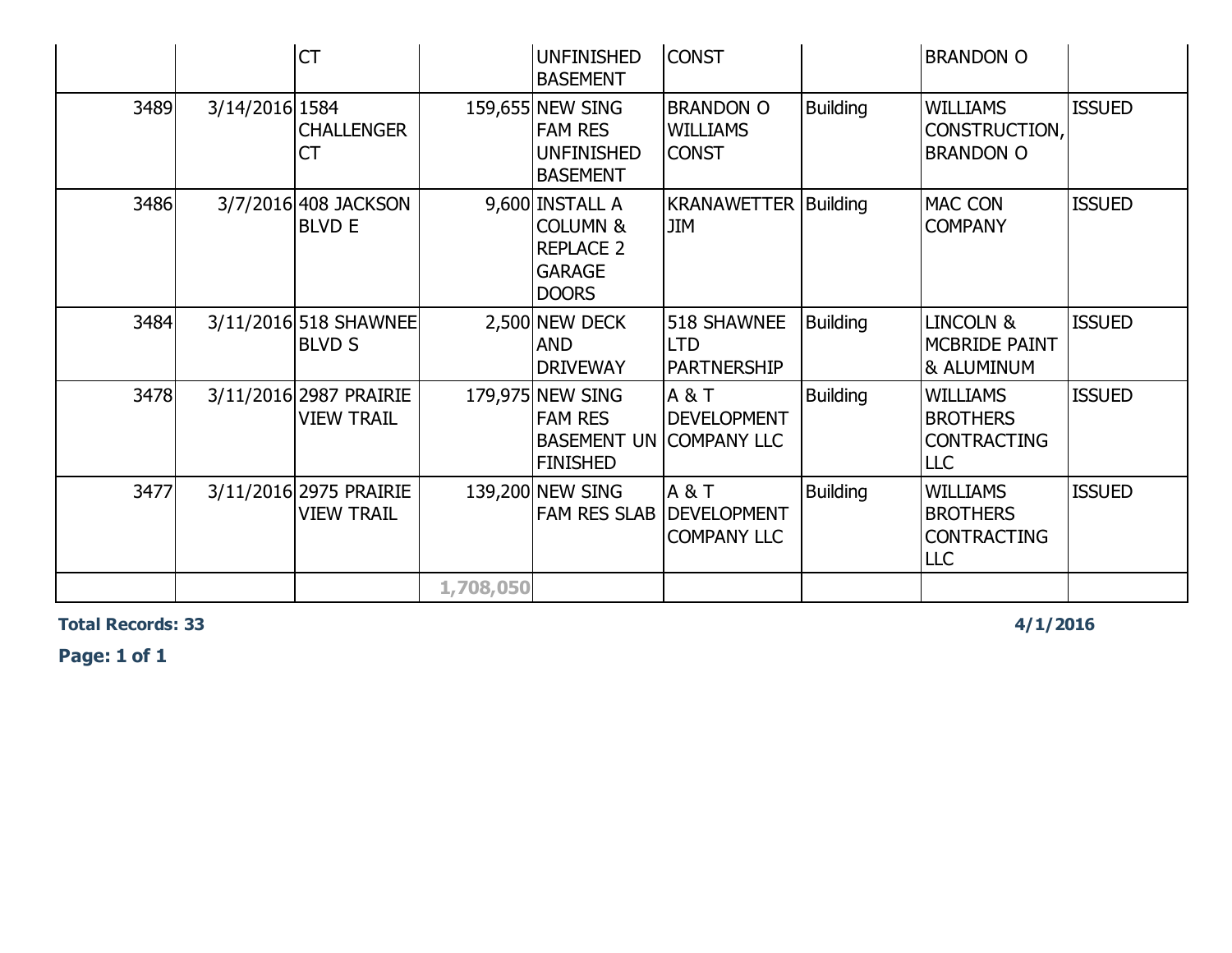| | | | | | | | | |
|---|---|---|---|---|---|---|---|---|
| | | CT | | UNFINISHED BASEMENT | CONST | | BRANDON O | |
| 3489 | 3/14/2016 | 1584 CHALLENGER CT | 159,655 | NEW SING FAM RES UNFINISHED BASEMENT | BRANDON O WILLIAMS CONST | Building | WILLIAMS CONSTRUCTION, BRANDON O | ISSUED |
| 3486 | 3/7/2016 | 408 JACKSON BLVD E | 9,600 | INSTALL A COLUMN & REPLACE 2 GARAGE DOORS | KRANAWETTER JIM | Building | MAC CON COMPANY | ISSUED |
| 3484 | 3/11/2016 | 518 SHAWNEE BLVD S | 2,500 | NEW DECK AND DRIVEWAY | 518 SHAWNEE LTD PARTNERSHIP | Building | LINCOLN & MCBRIDE PAINT & ALUMINUM | ISSUED |
| 3478 | 3/11/2016 | 2987 PRAIRIE VIEW TRAIL | 179,975 | NEW SING FAM RES BASEMENT UN FINISHED | A & T DEVELOPMENT COMPANY LLC | Building | WILLIAMS BROTHERS CONTRACTING LLC | ISSUED |
| 3477 | 3/11/2016 | 2975 PRAIRIE VIEW TRAIL | 139,200 | NEW SING FAM RES SLAB | A & T DEVELOPMENT COMPANY LLC | Building | WILLIAMS BROTHERS CONTRACTING LLC | ISSUED |
| | | | 1,708,050 | | | | | |

**Total Records: 33**

**4/1/2016**

**Page: 1 of 1**